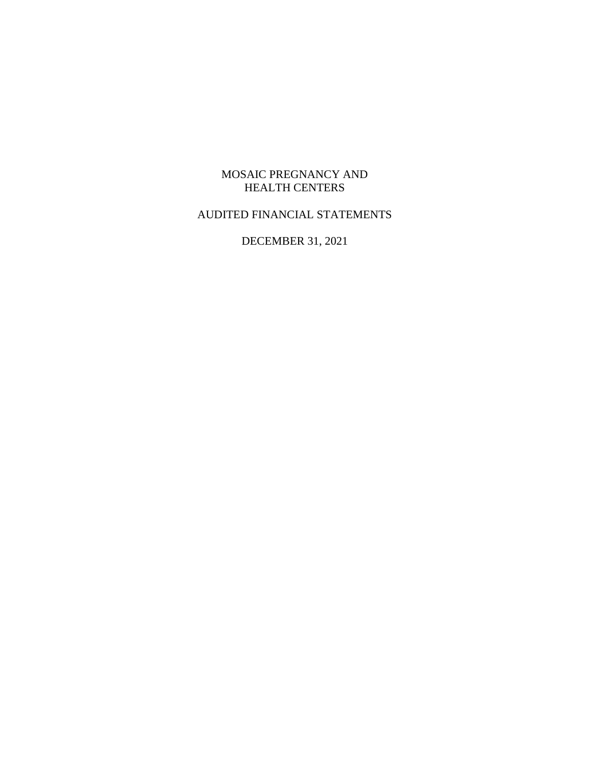# MOSAIC PREGNANCY AND HEALTH CENTERS

## AUDITED FINANCIAL STATEMENTS

## DECEMBER 31, 2021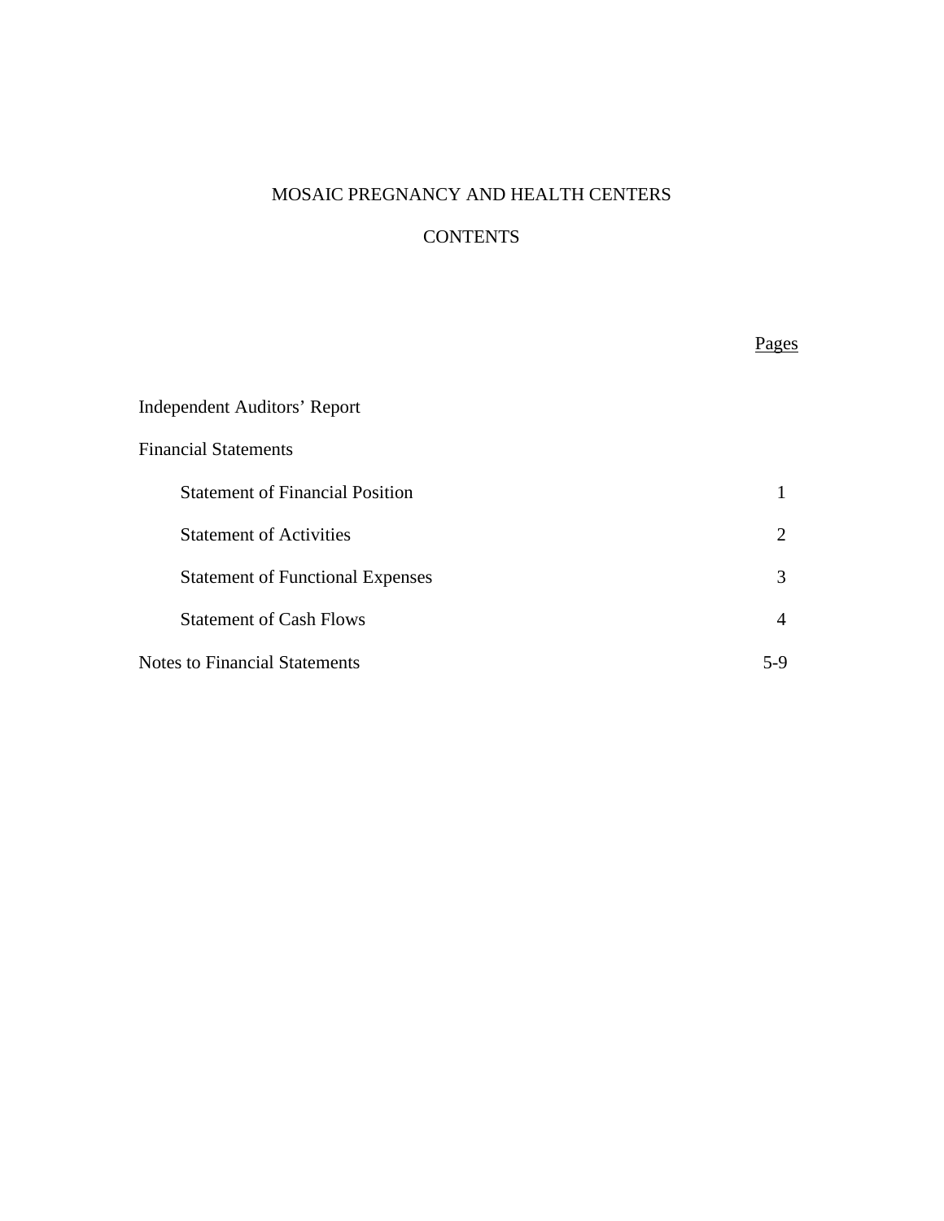# MOSAIC PREGNANCY AND HEALTH CENTERS

## CONTENTS

| | Pages |
|---|---|
| Independent Auditors’ Report | |
| Financial Statements | |
| Statement of Financial Position | 1 |
| Statement of Activities | 2 |
| Statement of Functional Expenses | 3 |
| Statement of Cash Flows | 4 |
| Notes to Financial Statements | 5-9 |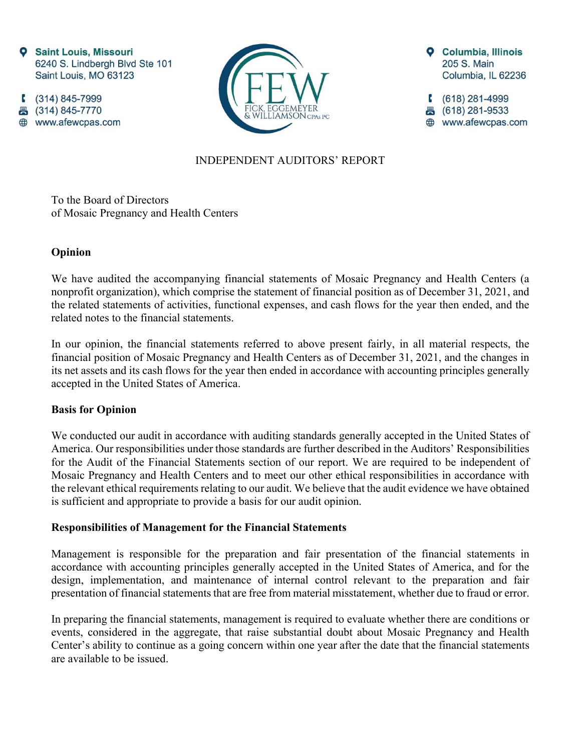Saint Louis, Missouri
6240 S. Lindbergh Blvd Ste 101
Saint Louis, MO 63123

(314) 845-7999
(314) 845-7770
www.afewcpas.com

FICK, EGGEMEYER & WILLIAMSON CPAs PC

Columbia, Illinois
205 S. Main
Columbia, IL 62236

(618) 281-4999
(618) 281-9533
www.afewcpas.com

# INDEPENDENT AUDITORS' REPORT

To the Board of Directors
of Mosaic Pregnancy and Health Centers

## Opinion

We have audited the accompanying financial statements of Mosaic Pregnancy and Health Centers (a nonprofit organization), which comprise the statement of financial position as of December 31, 2021, and the related statements of activities, functional expenses, and cash flows for the year then ended, and the related notes to the financial statements.

In our opinion, the financial statements referred to above present fairly, in all material respects, the financial position of Mosaic Pregnancy and Health Centers as of December 31, 2021, and the changes in its net assets and its cash flows for the year then ended in accordance with accounting principles generally accepted in the United States of America.

## Basis for Opinion

We conducted our audit in accordance with auditing standards generally accepted in the United States of America. Our responsibilities under those standards are further described in the Auditors' Responsibilities for the Audit of the Financial Statements section of our report. We are required to be independent of Mosaic Pregnancy and Health Centers and to meet our other ethical responsibilities in accordance with the relevant ethical requirements relating to our audit. We believe that the audit evidence we have obtained is sufficient and appropriate to provide a basis for our audit opinion.

## Responsibilities of Management for the Financial Statements

Management is responsible for the preparation and fair presentation of the financial statements in accordance with accounting principles generally accepted in the United States of America, and for the design, implementation, and maintenance of internal control relevant to the preparation and fair presentation of financial statements that are free from material misstatement, whether due to fraud or error.

In preparing the financial statements, management is required to evaluate whether there are conditions or events, considered in the aggregate, that raise substantial doubt about Mosaic Pregnancy and Health Center's ability to continue as a going concern within one year after the date that the financial statements are available to be issued.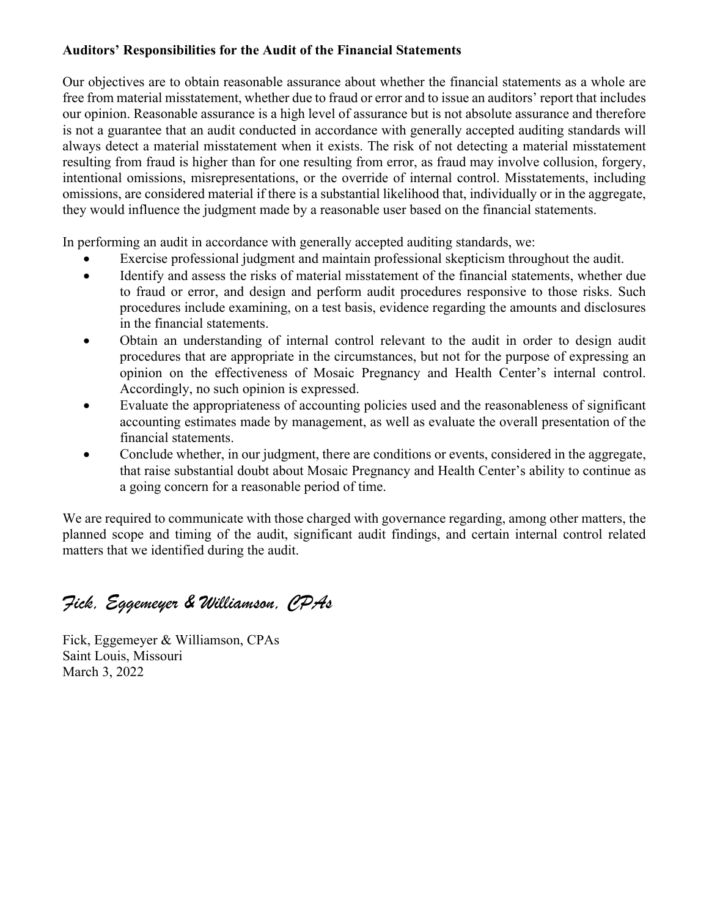**Auditors' Responsibilities for the Audit of the Financial Statements**

Our objectives are to obtain reasonable assurance about whether the financial statements as a whole are free from material misstatement, whether due to fraud or error and to issue an auditors' report that includes our opinion. Reasonable assurance is a high level of assurance but is not absolute assurance and therefore is not a guarantee that an audit conducted in accordance with generally accepted auditing standards will always detect a material misstatement when it exists. The risk of not detecting a material misstatement resulting from fraud is higher than for one resulting from error, as fraud may involve collusion, forgery, intentional omissions, misrepresentations, or the override of internal control. Misstatements, including omissions, are considered material if there is a substantial likelihood that, individually or in the aggregate, they would influence the judgment made by a reasonable user based on the financial statements.

In performing an audit in accordance with generally accepted auditing standards, we:

- Exercise professional judgment and maintain professional skepticism throughout the audit.
- Identify and assess the risks of material misstatement of the financial statements, whether due to fraud or error, and design and perform audit procedures responsive to those risks. Such procedures include examining, on a test basis, evidence regarding the amounts and disclosures in the financial statements.
- Obtain an understanding of internal control relevant to the audit in order to design audit procedures that are appropriate in the circumstances, but not for the purpose of expressing an opinion on the effectiveness of Mosaic Pregnancy and Health Center's internal control. Accordingly, no such opinion is expressed.
- Evaluate the appropriateness of accounting policies used and the reasonableness of significant accounting estimates made by management, as well as evaluate the overall presentation of the financial statements.
- Conclude whether, in our judgment, there are conditions or events, considered in the aggregate, that raise substantial doubt about Mosaic Pregnancy and Health Center's ability to continue as a going concern for a reasonable period of time.

We are required to communicate with those charged with governance regarding, among other matters, the planned scope and timing of the audit, significant audit findings, and certain internal control related matters that we identified during the audit.

*Fick, Eggemeyer & Williamson, CPAs*

Fick, Eggemeyer & Williamson, CPAs
Saint Louis, Missouri
March 3, 2022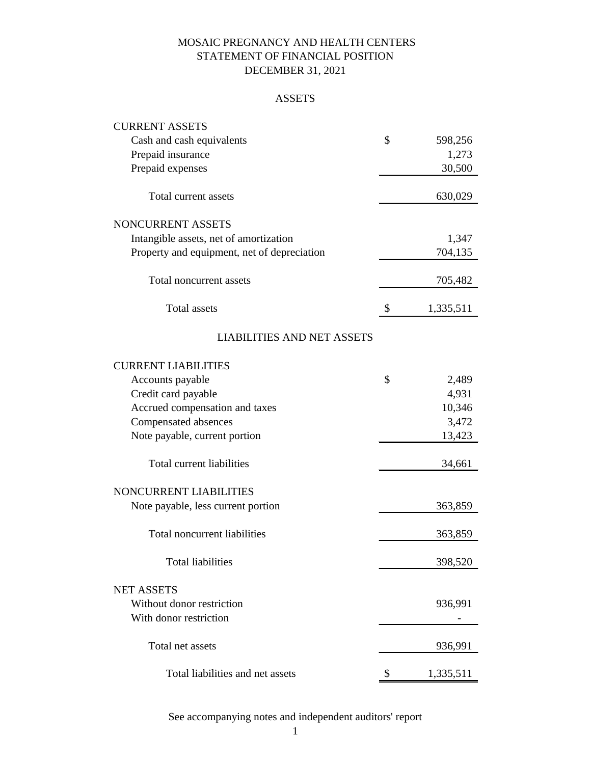# MOSAIC PREGNANCY AND HEALTH CENTERS
## STATEMENT OF FINANCIAL POSITION
## DECEMBER 31, 2021

### ASSETS

| | |
|---|---|
| **CURRENT ASSETS** | |
| Cash and cash equivalents | $ 598,256 |
| Prepaid insurance | 1,273 |
| Prepaid expenses | 30,500 |
| Total current assets | 630,029 |
| **NONCURRENT ASSETS** | |
| Intangible assets, net of amortization | 1,347 |
| Property and equipment, net of depreciation | 704,135 |
| Total noncurrent assets | 705,482 |
| Total assets | $ 1,335,511 |

### LIABILITIES AND NET ASSETS

| | |
|---|---|
| **CURRENT LIABILITIES** | |
| Accounts payable | $ 2,489 |
| Credit card payable | 4,931 |
| Accrued compensation and taxes | 10,346 |
| Compensated absences | 3,472 |
| Note payable, current portion | 13,423 |
| Total current liabilities | 34,661 |
| **NONCURRENT LIABILITIES** | |
| Note payable, less current portion | 363,859 |
| Total noncurrent liabilities | 363,859 |
| Total liabilities | 398,520 |
| **NET ASSETS** | |
| Without donor restriction | 936,991 |
| With donor restriction | - |
| Total net assets | 936,991 |
| Total liabilities and net assets | $ 1,335,511 |

See accompanying notes and independent auditors' report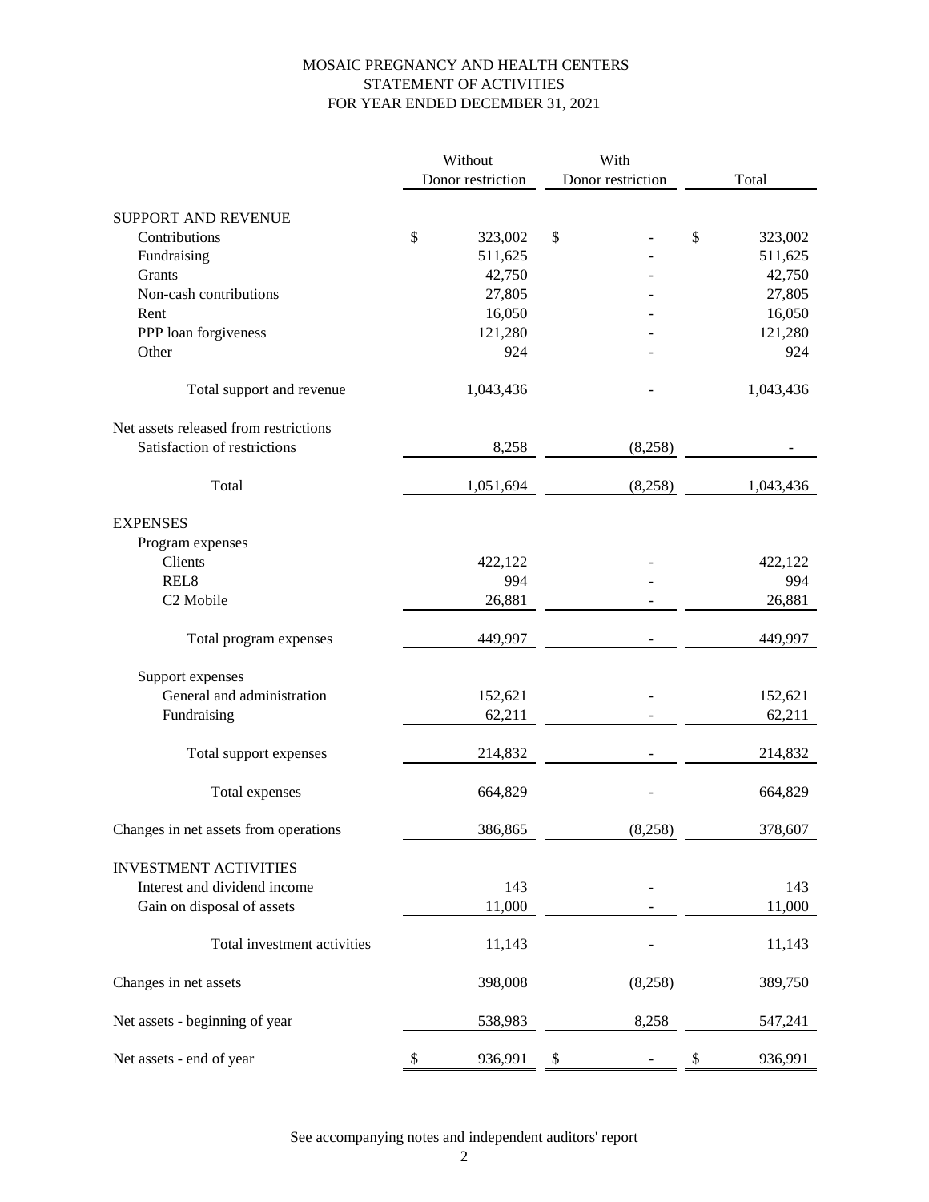# MOSAIC PREGNANCY AND HEALTH CENTERS
## STATEMENT OF ACTIVITIES
## FOR YEAR ENDED DECEMBER 31, 2021

| | Without Donor restriction | With Donor restriction | Total |
|---|---|---|---|
| **SUPPORT AND REVENUE** | | | |
| Contributions | $ 323,002 | $ - | $ 323,002 |
| Fundraising | 511,625 | - | 511,625 |
| Grants | 42,750 | - | 42,750 |
| Non-cash contributions | 27,805 | - | 27,805 |
| Rent | 16,050 | - | 16,050 |
| PPP loan forgiveness | 121,280 | - | 121,280 |
| Other | 924 | - | 924 |
| Total support and revenue | 1,043,436 | - | 1,043,436 |
| Net assets released from restrictions | | | |
| Satisfaction of restrictions | 8,258 | (8,258) | - |
| Total | 1,051,694 | (8,258) | 1,043,436 |
| **EXPENSES** | | | |
| Program expenses | | | |
| Clients | 422,122 | - | 422,122 |
| REL8 | 994 | - | 994 |
| C2 Mobile | 26,881 | - | 26,881 |
| Total program expenses | 449,997 | - | 449,997 |
| Support expenses | | | |
| General and administration | 152,621 | - | 152,621 |
| Fundraising | 62,211 | - | 62,211 |
| Total support expenses | 214,832 | - | 214,832 |
| Total expenses | 664,829 | - | 664,829 |
| Changes in net assets from operations | 386,865 | (8,258) | 378,607 |
| **INVESTMENT ACTIVITIES** | | | |
| Interest and dividend income | 143 | - | 143 |
| Gain on disposal of assets | 11,000 | - | 11,000 |
| Total investment activities | 11,143 | - | 11,143 |
| Changes in net assets | 398,008 | (8,258) | 389,750 |
| Net assets - beginning of year | 538,983 | 8,258 | 547,241 |
| Net assets - end of year | $ 936,991 | $ - | $ 936,991 |

See accompanying notes and independent auditors' report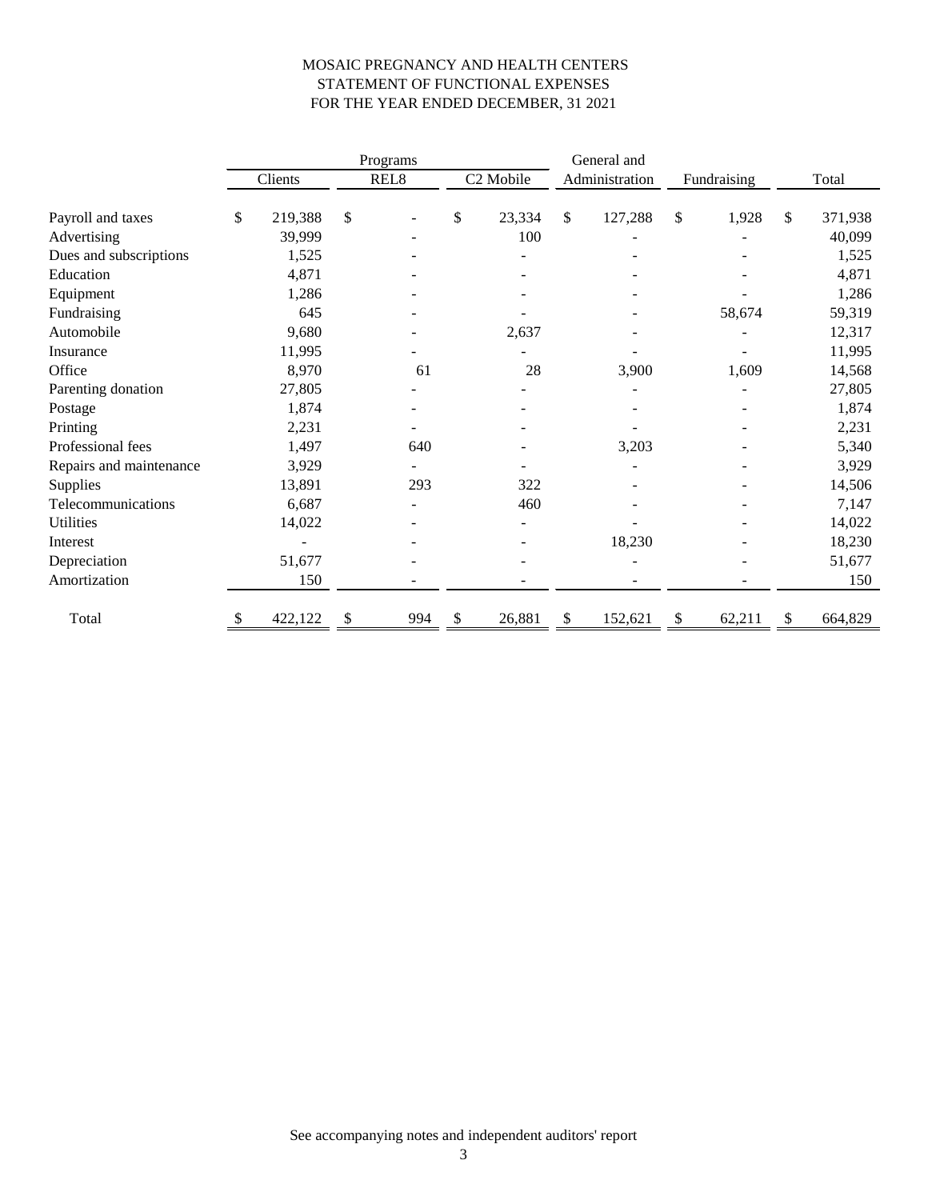# MOSAIC PREGNANCY AND HEALTH CENTERS
## STATEMENT OF FUNCTIONAL EXPENSES
### FOR THE YEAR ENDED DECEMBER, 31 2021

| | Programs | | | General and | | |
|---|---|---|---|---|---|---|
| | Clients | REL8 | C2 Mobile | Administration | Fundraising | Total |
| Payroll and taxes | $ 219,388 | $ - | $ 23,334 | $ 127,288 | $ 1,928 | $ 371,938 |
| Advertising | 39,999 | - | 100 | - | - | 40,099 |
| Dues and subscriptions | 1,525 | - | - | - | - | 1,525 |
| Education | 4,871 | - | - | - | - | 4,871 |
| Equipment | 1,286 | - | - | - | - | 1,286 |
| Fundraising | 645 | - | - | - | 58,674 | 59,319 |
| Automobile | 9,680 | - | 2,637 | - | - | 12,317 |
| Insurance | 11,995 | - | - | - | - | 11,995 |
| Office | 8,970 | 61 | 28 | 3,900 | 1,609 | 14,568 |
| Parenting donation | 27,805 | - | - | - | - | 27,805 |
| Postage | 1,874 | - | - | - | - | 1,874 |
| Printing | 2,231 | - | - | - | - | 2,231 |
| Professional fees | 1,497 | 640 | - | 3,203 | - | 5,340 |
| Repairs and maintenance | 3,929 | - | - | - | - | 3,929 |
| Supplies | 13,891 | 293 | 322 | - | - | 14,506 |
| Telecommunications | 6,687 | - | 460 | - | - | 7,147 |
| Utilities | 14,022 | - | - | - | - | 14,022 |
| Interest | - | - | - | 18,230 | - | 18,230 |
| Depreciation | 51,677 | - | - | - | - | 51,677 |
| Amortization | 150 | - | - | - | - | 150 |
| Total | $ 422,122 | $ 994 | $ 26,881 | $ 152,621 | $ 62,211 | $ 664,829 |

See accompanying notes and independent auditors' report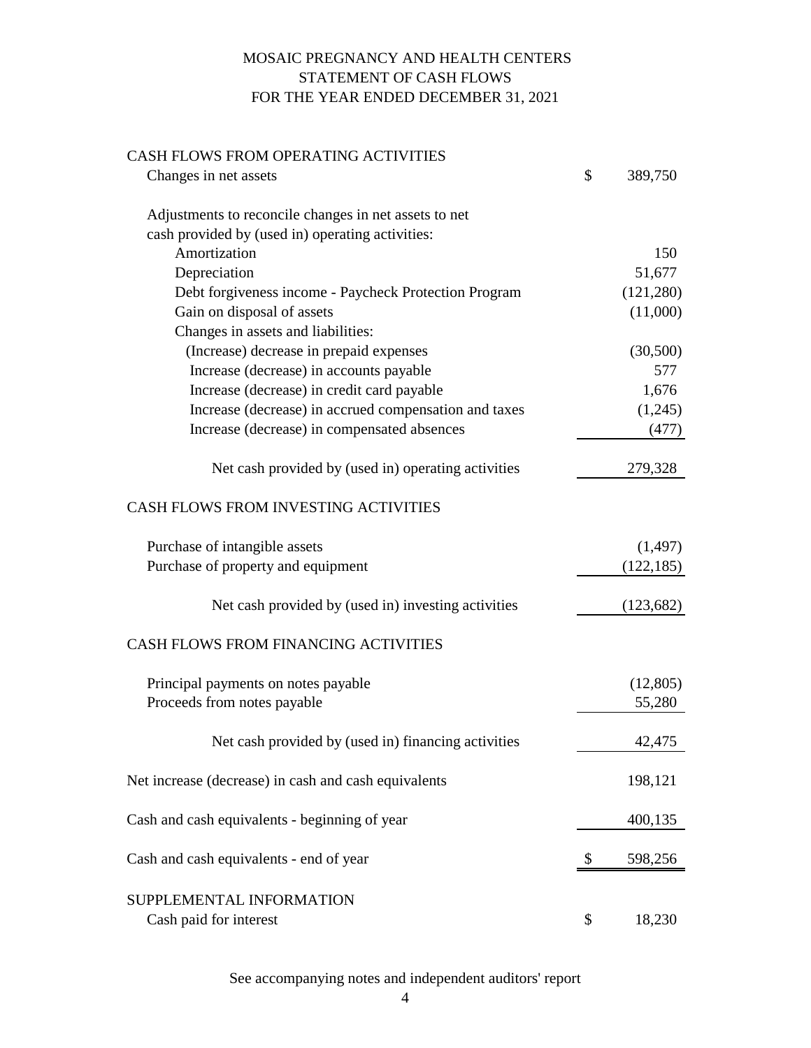# MOSAIC PREGNANCY AND HEALTH CENTERS
## STATEMENT OF CASH FLOWS
### FOR THE YEAR ENDED DECEMBER 31, 2021

| | |
|---|---|
| **CASH FLOWS FROM OPERATING ACTIVITIES** | |
| Changes in net assets | $ 389,750 |
| | |
| Adjustments to reconcile changes in net assets to net cash provided by (used in) operating activities: | |
| Amortization | 150 |
| Depreciation | 51,677 |
| Debt forgiveness income - Paycheck Protection Program | (121,280) |
| Gain on disposal of assets | (11,000) |
| Changes in assets and liabilities: | |
| (Increase) decrease in prepaid expenses | (30,500) |
| Increase (decrease) in accounts payable | 577 |
| Increase (decrease) in credit card payable | 1,676 |
| Increase (decrease) in accrued compensation and taxes | (1,245) |
| Increase (decrease) in compensated absences | (477) |
| Net cash provided by (used in) operating activities | 279,328 |
| | |
| **CASH FLOWS FROM INVESTING ACTIVITIES** | |
| Purchase of intangible assets | (1,497) |
| Purchase of property and equipment | (122,185) |
| Net cash provided by (used in) investing activities | (123,682) |
| | |
| **CASH FLOWS FROM FINANCING ACTIVITIES** | |
| Principal payments on notes payable | (12,805) |
| Proceeds from notes payable | 55,280 |
| Net cash provided by (used in) financing activities | 42,475 |
| | |
| Net increase (decrease) in cash and cash equivalents | 198,121 |
| Cash and cash equivalents - beginning of year | 400,135 |
| Cash and cash equivalents - end of year | $ 598,256 |
| | |
| **SUPPLEMENTAL INFORMATION** | |
| Cash paid for interest | $ 18,230 |

See accompanying notes and independent auditors' report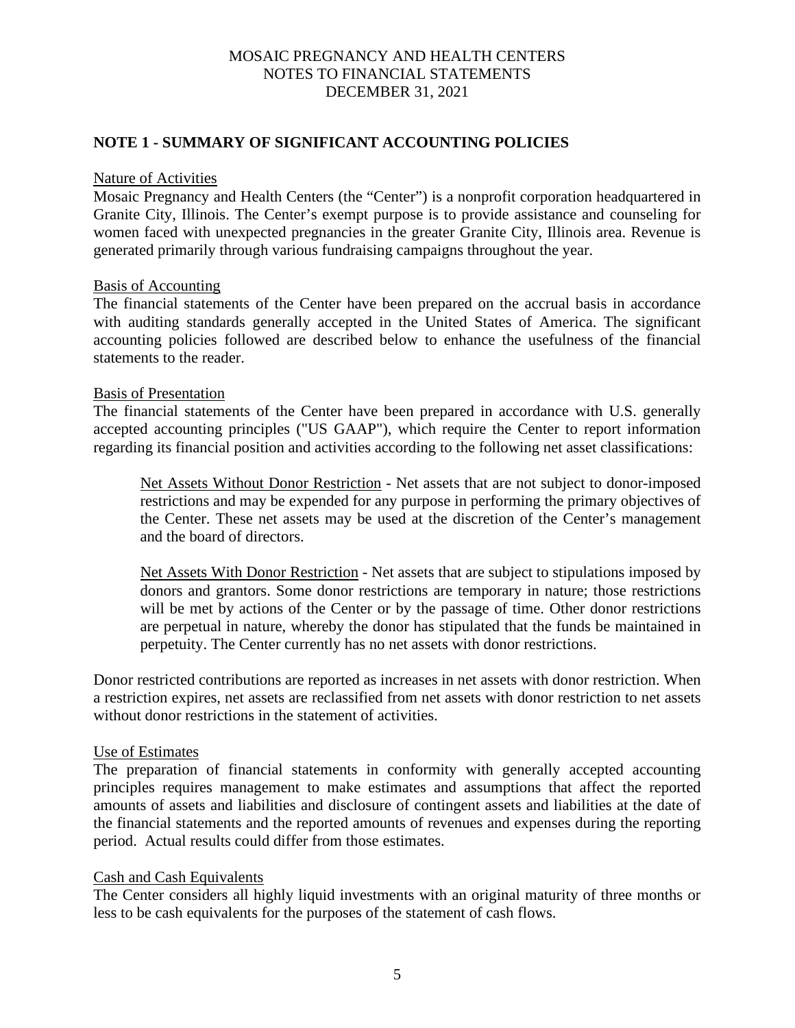MOSAIC PREGNANCY AND HEALTH CENTERS
NOTES TO FINANCIAL STATEMENTS
DECEMBER 31, 2021

## NOTE 1 - SUMMARY OF SIGNIFICANT ACCOUNTING POLICIES

Nature of Activities

Mosaic Pregnancy and Health Centers (the "Center") is a nonprofit corporation headquartered in Granite City, Illinois. The Center's exempt purpose is to provide assistance and counseling for women faced with unexpected pregnancies in the greater Granite City, Illinois area. Revenue is generated primarily through various fundraising campaigns throughout the year.

Basis of Accounting

The financial statements of the Center have been prepared on the accrual basis in accordance with auditing standards generally accepted in the United States of America. The significant accounting policies followed are described below to enhance the usefulness of the financial statements to the reader.

Basis of Presentation

The financial statements of the Center have been prepared in accordance with U.S. generally accepted accounting principles ("US GAAP"), which require the Center to report information regarding its financial position and activities according to the following net asset classifications:

> Net Assets Without Donor Restriction - Net assets that are not subject to donor-imposed restrictions and may be expended for any purpose in performing the primary objectives of the Center. These net assets may be used at the discretion of the Center's management and the board of directors.
>
> Net Assets With Donor Restriction - Net assets that are subject to stipulations imposed by donors and grantors. Some donor restrictions are temporary in nature; those restrictions will be met by actions of the Center or by the passage of time. Other donor restrictions are perpetual in nature, whereby the donor has stipulated that the funds be maintained in perpetuity. The Center currently has no net assets with donor restrictions.

Donor restricted contributions are reported as increases in net assets with donor restriction. When a restriction expires, net assets are reclassified from net assets with donor restriction to net assets without donor restrictions in the statement of activities.

Use of Estimates

The preparation of financial statements in conformity with generally accepted accounting principles requires management to make estimates and assumptions that affect the reported amounts of assets and liabilities and disclosure of contingent assets and liabilities at the date of the financial statements and the reported amounts of revenues and expenses during the reporting period. Actual results could differ from those estimates.

Cash and Cash Equivalents

The Center considers all highly liquid investments with an original maturity of three months or less to be cash equivalents for the purposes of the statement of cash flows.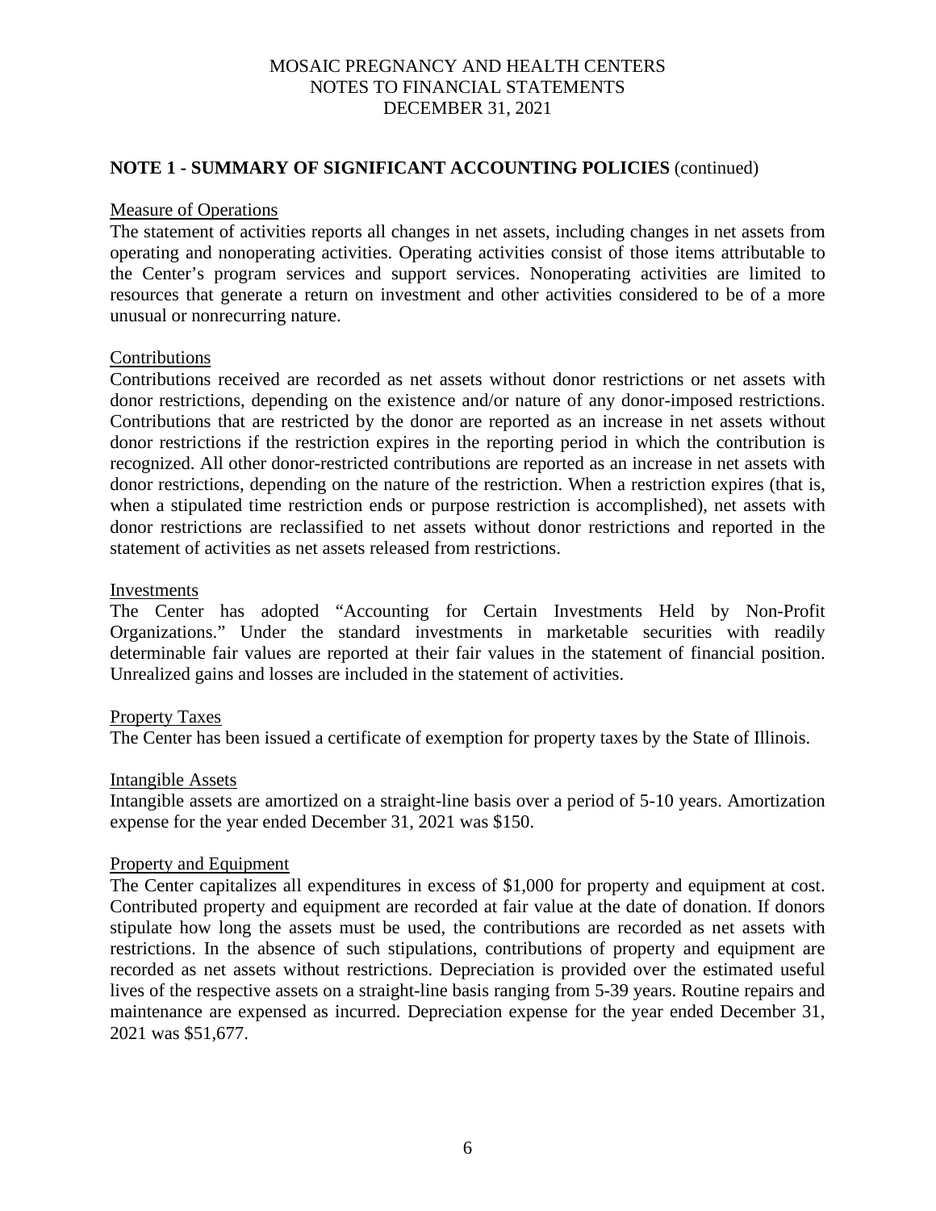## NOTE 1 - SUMMARY OF SIGNIFICANT ACCOUNTING POLICIES (continued)

### Measure of Operations

The statement of activities reports all changes in net assets, including changes in net assets from operating and nonoperating activities. Operating activities consist of those items attributable to the Center's program services and support services. Nonoperating activities are limited to resources that generate a return on investment and other activities considered to be of a more unusual or nonrecurring nature.

### Contributions

Contributions received are recorded as net assets without donor restrictions or net assets with donor restrictions, depending on the existence and/or nature of any donor-imposed restrictions. Contributions that are restricted by the donor are reported as an increase in net assets without donor restrictions if the restriction expires in the reporting period in which the contribution is recognized. All other donor-restricted contributions are reported as an increase in net assets with donor restrictions, depending on the nature of the restriction. When a restriction expires (that is, when a stipulated time restriction ends or purpose restriction is accomplished), net assets with donor restrictions are reclassified to net assets without donor restrictions and reported in the statement of activities as net assets released from restrictions.

### Investments

The Center has adopted "Accounting for Certain Investments Held by Non-Profit Organizations." Under the standard investments in marketable securities with readily determinable fair values are reported at their fair values in the statement of financial position. Unrealized gains and losses are included in the statement of activities.

### Property Taxes

The Center has been issued a certificate of exemption for property taxes by the State of Illinois.

### Intangible Assets

Intangible assets are amortized on a straight-line basis over a period of 5-10 years. Amortization expense for the year ended December 31, 2021 was $150.

### Property and Equipment

The Center capitalizes all expenditures in excess of $1,000 for property and equipment at cost. Contributed property and equipment are recorded at fair value at the date of donation. If donors stipulate how long the assets must be used, the contributions are recorded as net assets with restrictions. In the absence of such stipulations, contributions of property and equipment are recorded as net assets without restrictions. Depreciation is provided over the estimated useful lives of the respective assets on a straight-line basis ranging from 5-39 years. Routine repairs and maintenance are expensed as incurred. Depreciation expense for the year ended December 31, 2021 was $51,677.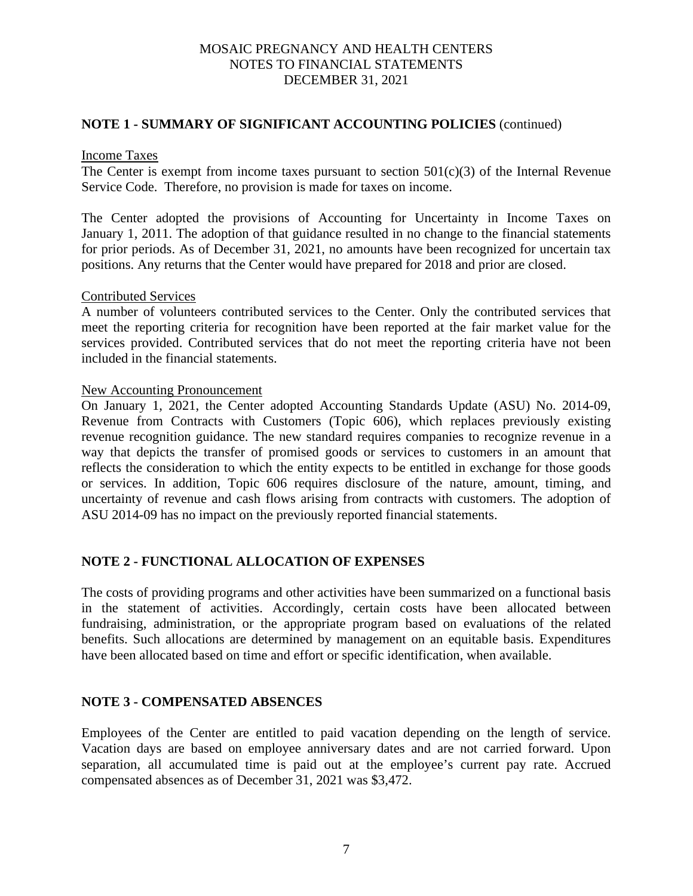## NOTE 1 - SUMMARY OF SIGNIFICANT ACCOUNTING POLICIES (continued)

Income Taxes

The Center is exempt from income taxes pursuant to section 501(c)(3) of the Internal Revenue Service Code. Therefore, no provision is made for taxes on income.

The Center adopted the provisions of Accounting for Uncertainty in Income Taxes on January 1, 2011. The adoption of that guidance resulted in no change to the financial statements for prior periods. As of December 31, 2021, no amounts have been recognized for uncertain tax positions. Any returns that the Center would have prepared for 2018 and prior are closed.

Contributed Services

A number of volunteers contributed services to the Center. Only the contributed services that meet the reporting criteria for recognition have been reported at the fair market value for the services provided. Contributed services that do not meet the reporting criteria have not been included in the financial statements.

New Accounting Pronouncement

On January 1, 2021, the Center adopted Accounting Standards Update (ASU) No. 2014-09, Revenue from Contracts with Customers (Topic 606), which replaces previously existing revenue recognition guidance. The new standard requires companies to recognize revenue in a way that depicts the transfer of promised goods or services to customers in an amount that reflects the consideration to which the entity expects to be entitled in exchange for those goods or services. In addition, Topic 606 requires disclosure of the nature, amount, timing, and uncertainty of revenue and cash flows arising from contracts with customers. The adoption of ASU 2014-09 has no impact on the previously reported financial statements.

## NOTE 2 - FUNCTIONAL ALLOCATION OF EXPENSES

The costs of providing programs and other activities have been summarized on a functional basis in the statement of activities. Accordingly, certain costs have been allocated between fundraising, administration, or the appropriate program based on evaluations of the related benefits. Such allocations are determined by management on an equitable basis. Expenditures have been allocated based on time and effort or specific identification, when available.

## NOTE 3 - COMPENSATED ABSENCES

Employees of the Center are entitled to paid vacation depending on the length of service. Vacation days are based on employee anniversary dates and are not carried forward. Upon separation, all accumulated time is paid out at the employee's current pay rate. Accrued compensated absences as of December 31, 2021 was $3,472.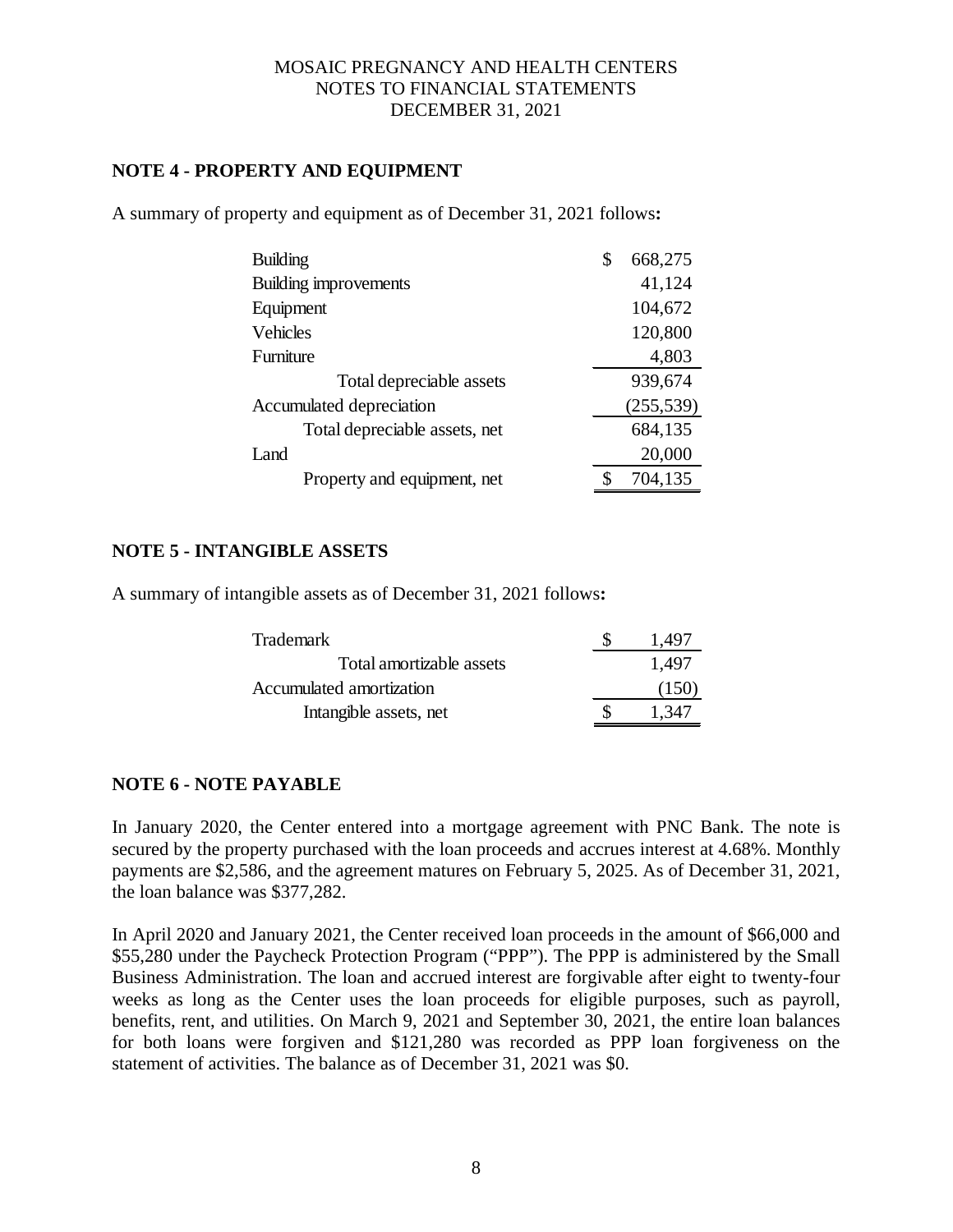# MOSAIC PREGNANCY AND HEALTH CENTERS
# NOTES TO FINANCIAL STATEMENTS
# DECEMBER 31, 2021

## NOTE 4 - PROPERTY AND EQUIPMENT

A summary of property and equipment as of December 31, 2021 follows**:**

| | |
|---|---|
| Building | $ 668,275 |
| Building improvements | 41,124 |
| Equipment | 104,672 |
| Vehicles | 120,800 |
| Furniture | 4,803 |
| Total depreciable assets | 939,674 |
| Accumulated depreciation | (255,539) |
| Total depreciable assets, net | 684,135 |
| Land | 20,000 |
| Property and equipment, net | $ 704,135 |

## NOTE 5 - INTANGIBLE ASSETS

A summary of intangible assets as of December 31, 2021 follows**:**

| | |
|---|---|
| Trademark | $ 1,497 |
| Total amortizable assets | 1,497 |
| Accumulated amortization | (150) |
| Intangible assets, net | $ 1,347 |

## NOTE 6 - NOTE PAYABLE

In January 2020, the Center entered into a mortgage agreement with PNC Bank. The note is secured by the property purchased with the loan proceeds and accrues interest at 4.68%. Monthly payments are $2,586, and the agreement matures on February 5, 2025. As of December 31, 2021, the loan balance was $377,282.

In April 2020 and January 2021, the Center received loan proceeds in the amount of $66,000 and $55,280 under the Paycheck Protection Program ("PPP"). The PPP is administered by the Small Business Administration. The loan and accrued interest are forgivable after eight to twenty-four weeks as long as the Center uses the loan proceeds for eligible purposes, such as payroll, benefits, rent, and utilities. On March 9, 2021 and September 30, 2021, the entire loan balances for both loans were forgiven and $121,280 was recorded as PPP loan forgiveness on the statement of activities. The balance as of December 31, 2021 was $0.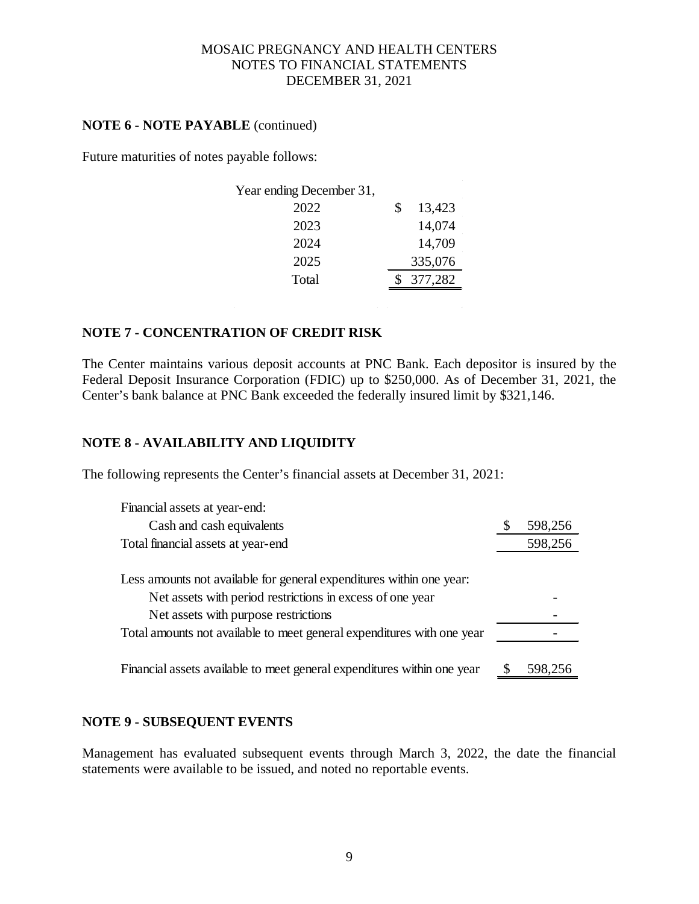**NOTE 6 - NOTE PAYABLE** (continued)

Future maturities of notes payable follows:

| | |
|---|---|
| Year ending December 31, | |
| 2022 | $ 13,423 |
| 2023 | 14,074 |
| 2024 | 14,709 |
| 2025 | 335,076 |
| Total | $ 377,282 |

**NOTE 7 - CONCENTRATION OF CREDIT RISK**

The Center maintains various deposit accounts at PNC Bank. Each depositor is insured by the Federal Deposit Insurance Corporation (FDIC) up to $250,000. As of December 31, 2021, the Center's bank balance at PNC Bank exceeded the federally insured limit by $321,146.

**NOTE 8 - AVAILABILITY AND LIQUIDITY**

The following represents the Center's financial assets at December 31, 2021:

| | |
|---|---|
| Financial assets at year-end: | |
| Cash and cash equivalents | $ 598,256 |
| Total financial assets at year-end | 598,256 |
| | |
| Less amounts not available for general expenditures within one year: | |
| Net assets with period restrictions in excess of one year | - |
| Net assets with purpose restrictions | - |
| Total amounts not available to meet general expenditures with one year | - |
| | |
| Financial assets available to meet general expenditures within one year | $ 598,256 |

**NOTE 9 - SUBSEQUENT EVENTS**

Management has evaluated subsequent events through March 3, 2022, the date the financial statements were available to be issued, and noted no reportable events.